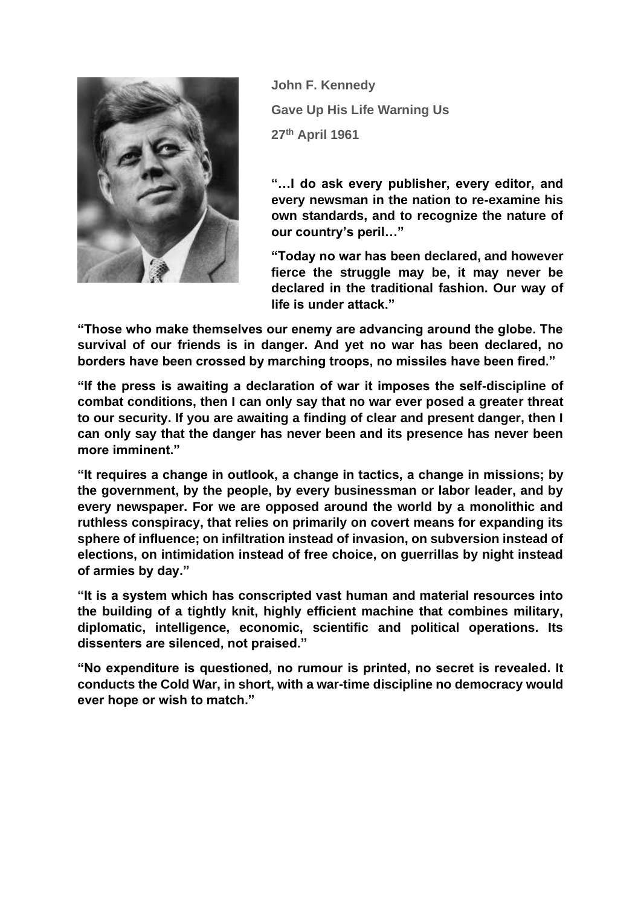**John F. Kennedy**

**Gave Up His Life Warning Us**

**27th April 1961**

**"…I do ask every publisher, every editor, and every newsman in the nation to re-examine his own standards, and to recognize the nature of our country's peril…"**

**"Today no war has been declared, and however fierce the struggle may be, it may never be declared in the traditional fashion. Our way of life is under attack."**

**"Those who make themselves our enemy are advancing around the globe. The survival of our friends is in danger. And yet no war has been declared, no borders have been crossed by marching troops, no missiles have been fired."**

**"If the press is awaiting a declaration of war it imposes the self-discipline of combat conditions, then I can only say that no war ever posed a greater threat to our security. If you are awaiting a finding of clear and present danger, then I can only say that the danger has never been and its presence has never been more imminent."**

**"It requires a change in outlook, a change in tactics, a change in missions; by the government, by the people, by every businessman or labor leader, and by every newspaper. For we are opposed around the world by a monolithic and ruthless conspiracy, that relies on primarily on covert means for expanding its sphere of influence; on infiltration instead of invasion, on subversion instead of elections, on intimidation instead of free choice, on guerrillas by night instead of armies by day."**

**"It is a system which has conscripted vast human and material resources into the building of a tightly knit, highly efficient machine that combines military, diplomatic, intelligence, economic, scientific and political operations. Its dissenters are silenced, not praised."**

**"No expenditure is questioned, no rumour is printed, no secret is revealed. It conducts the Cold War, in short, with a war-time discipline no democracy would ever hope or wish to match."**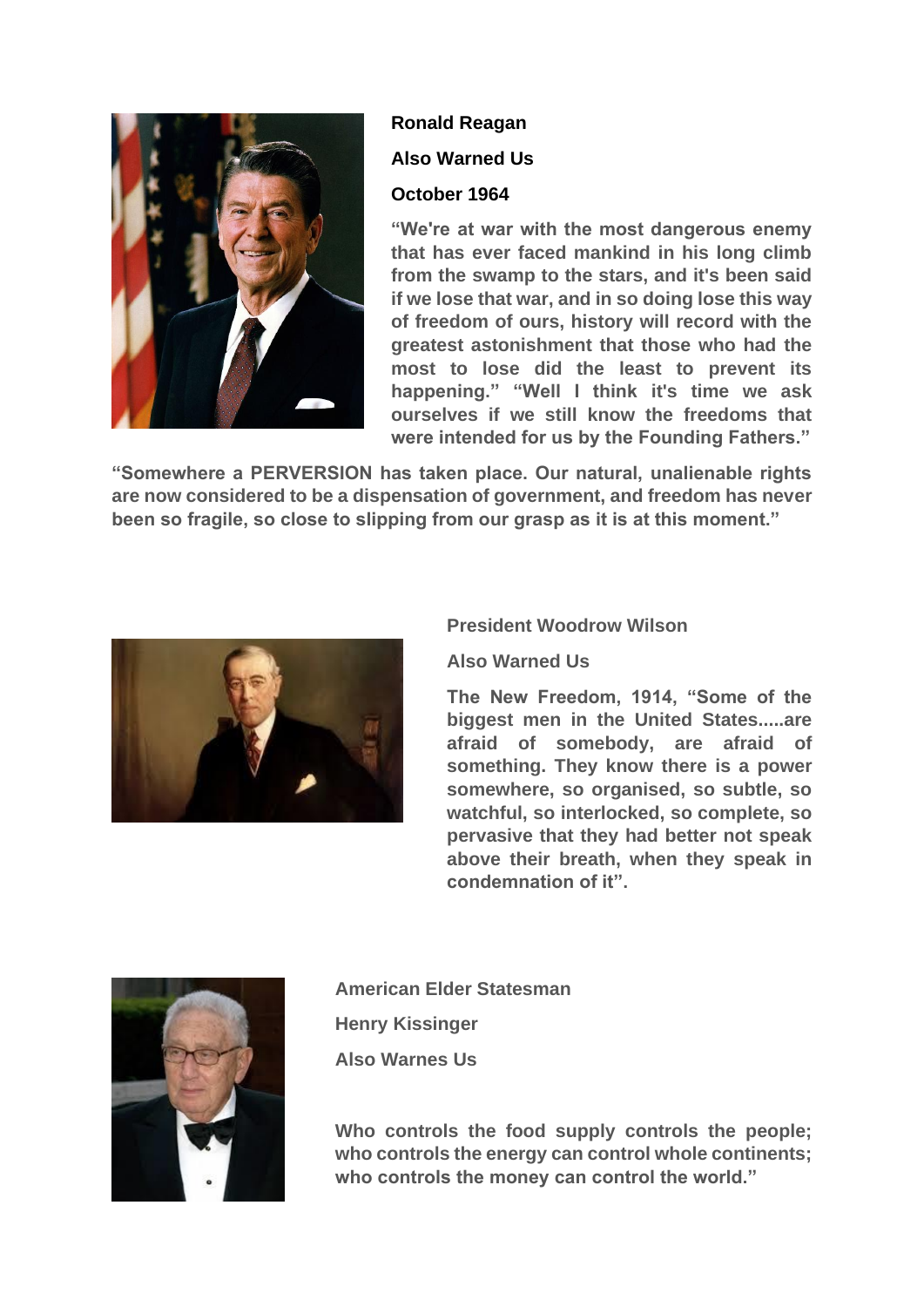**Ronald Reagan**

**Also Warned Us**

**October 1964**

**"We're at war with the most dangerous enemy that has ever faced mankind in his long climb from the swamp to the stars, and it's been said if we lose that war, and in so doing lose this way of freedom of ours, history will record with the greatest astonishment that those who had the most to lose did the least to prevent its happening." "Well I think it's time we ask ourselves if we still know the freedoms that were intended for us by the Founding Fathers."**

**"Somewhere a PERVERSION has taken place. Our natural, unalienable rights are now considered to be a dispensation of government, and freedom has never been so fragile, so close to slipping from our grasp as it is at this moment."**

**President Woodrow Wilson**

**Also Warned Us**

**The New Freedom, 1914, "Some of the biggest men in the United States.....are afraid of somebody, are afraid of something. They know there is a power somewhere, so organised, so subtle, so watchful, so interlocked, so complete, so pervasive that they had better not speak above their breath, when they speak in condemnation of it".**

**American Elder Statesman**

**Henry Kissinger**

**Also Warnes Us**

**Who controls the food supply controls the people; who controls the energy can control whole continents; who controls the money can control the world."**